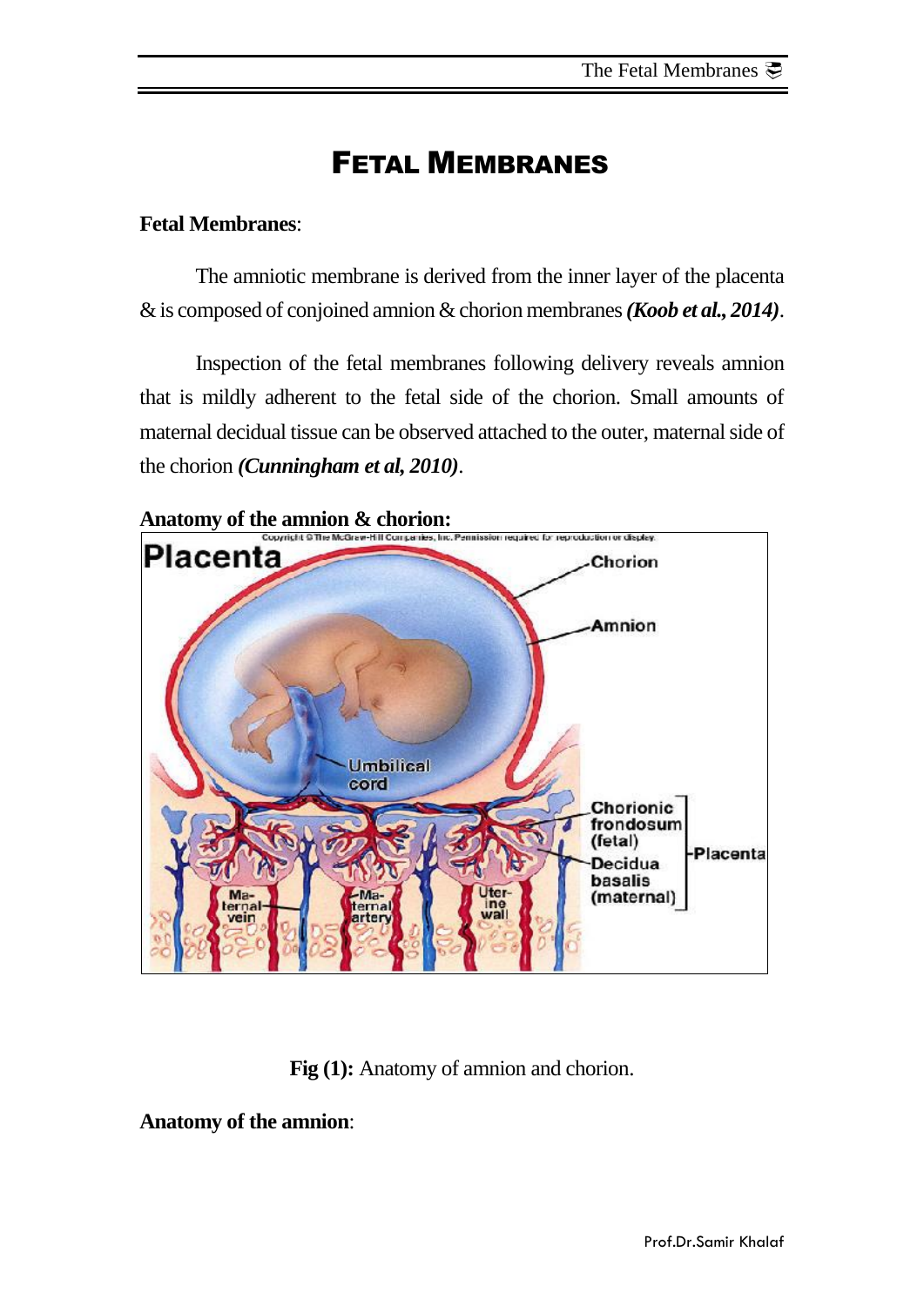# FETAL MEMBRANES

**Fetal Membranes**:

The amniotic membrane is derived from the inner layer of the placenta & is composed of conjoined amnion & chorion membranes ***(Koob et al., 2014)***.

Inspection of the fetal membranes following delivery reveals amnion that is mildly adherent to the fetal side of the chorion. Small amounts of maternal decidual tissue can be observed attached to the outer, maternal side of the chorion ***(Cunningham et al, 2010)***.

**Anatomy of the amnion & chorion:**

**Fig (1):** Anatomy of amnion and chorion.

**Anatomy of the amnion**: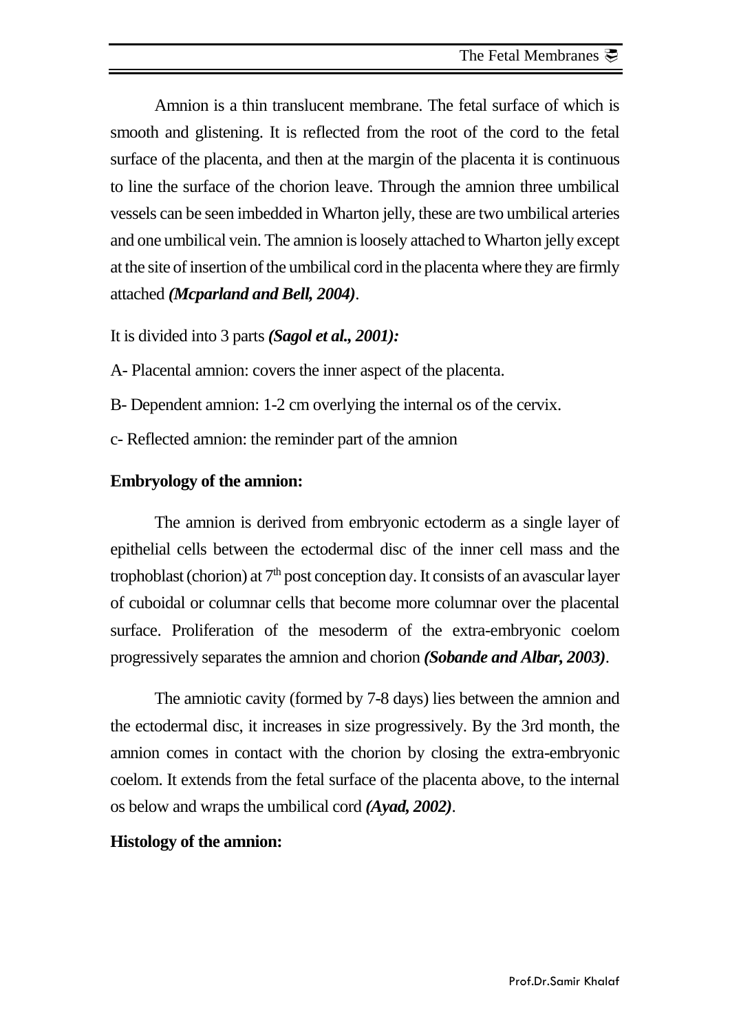Amnion is a thin translucent membrane. The fetal surface of which is smooth and glistening. It is reflected from the root of the cord to the fetal surface of the placenta, and then at the margin of the placenta it is continuous to line the surface of the chorion leave. Through the amnion three umbilical vessels can be seen imbedded in Wharton jelly, these are two umbilical arteries and one umbilical vein. The amnion is loosely attached to Wharton jelly except at the site of insertion of the umbilical cord in the placenta where they are firmly attached ***(Mcparland and Bell, 2004)***.

It is divided into 3 parts ***(Sagol et al., 2001):***

A- Placental amnion: covers the inner aspect of the placenta.

B- Dependent amnion: 1-2 cm overlying the internal os of the cervix.

c- Reflected amnion: the reminder part of the amnion

**Embryology of the amnion:**

The amnion is derived from embryonic ectoderm as a single layer of epithelial cells between the ectodermal disc of the inner cell mass and the trophoblast (chorion) at 7th post conception day. It consists of an avascular layer of cuboidal or columnar cells that become more columnar over the placental surface. Proliferation of the mesoderm of the extra-embryonic coelom progressively separates the amnion and chorion ***(Sobande and Albar, 2003)***.

The amniotic cavity (formed by 7-8 days) lies between the amnion and the ectodermal disc, it increases in size progressively. By the 3rd month, the amnion comes in contact with the chorion by closing the extra-embryonic coelom. It extends from the fetal surface of the placenta above, to the internal os below and wraps the umbilical cord ***(Ayad, 2002)***.

**Histology of the amnion:**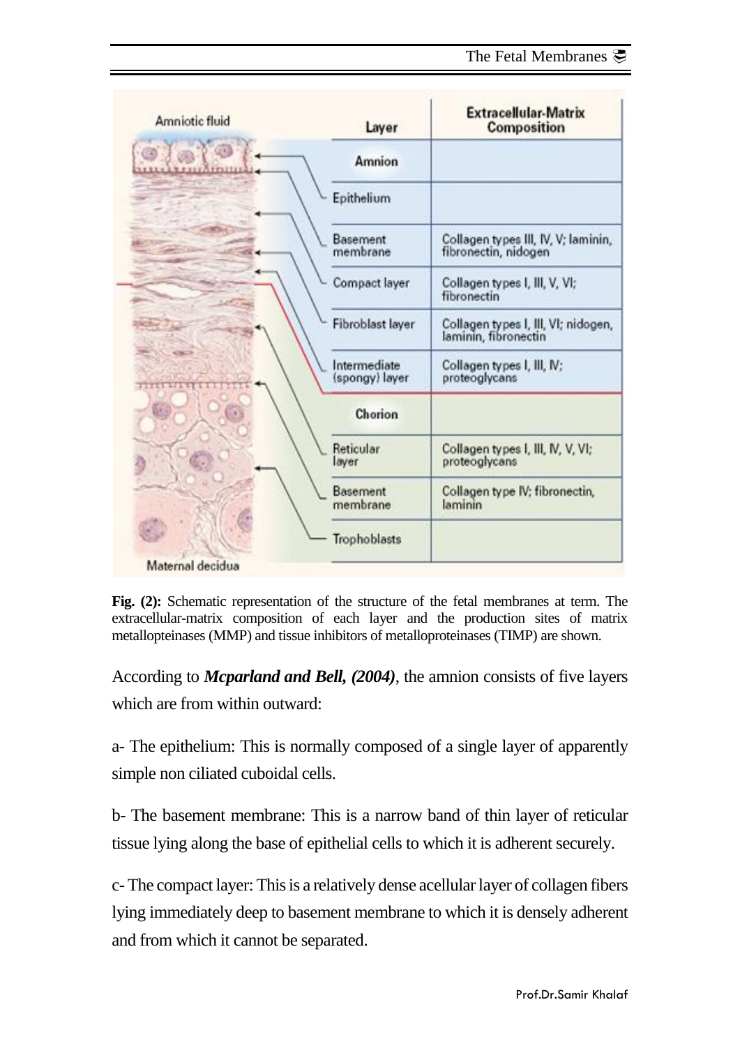| Layer | Extracellular-Matrix Composition |
|---|---|
| Amnion | |
| Epithelium | |
| Basement membrane | Collagen types III, IV, V; laminin, fibronectin, nidogen |
| Compact layer | Collagen types I, III, V, VI; fibronectin |
| Fibroblast layer | Collagen types I, III, VI; nidogen, laminin, fibronectin |
| Intermediate (spongy) layer | Collagen types I, III, IV; proteoglycans |
| Chorion | |
| Reticular layer | Collagen types I, III, IV, V, VI; proteoglycans |
| Basement membrane | Collagen type IV; fibronectin, laminin |
| Trophoblasts | |

**Fig. (2):** Schematic representation of the structure of the fetal membranes at term. The extracellular-matrix composition of each layer and the production sites of matrix metallopteinases (MMP) and tissue inhibitors of metalloproteinases (TIMP) are shown.

According to ***Mcparland and Bell, (2004)***, the amnion consists of five layers which are from within outward:

a- The epithelium: This is normally composed of a single layer of apparently simple non ciliated cuboidal cells.

b- The basement membrane: This is a narrow band of thin layer of reticular tissue lying along the base of epithelial cells to which it is adherent securely.

c- The compact layer: This is a relatively dense acellular layer of collagen fibers lying immediately deep to basement membrane to which it is densely adherent and from which it cannot be separated.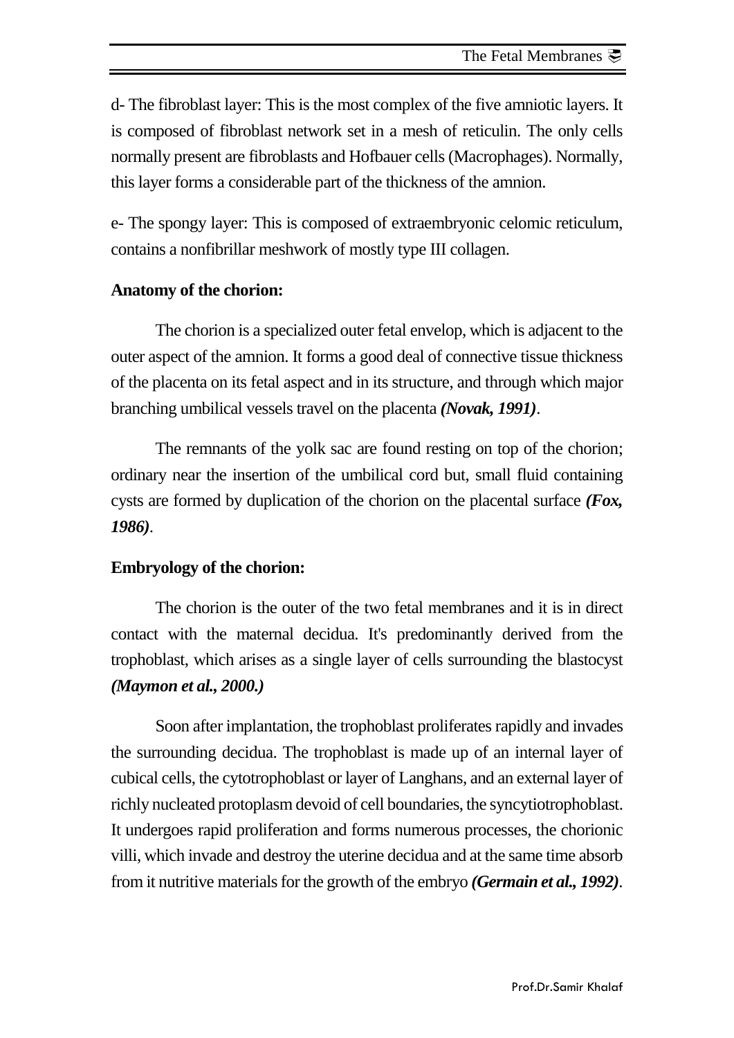d- The fibroblast layer: This is the most complex of the five amniotic layers. It is composed of fibroblast network set in a mesh of reticulin. The only cells normally present are fibroblasts and Hofbauer cells (Macrophages). Normally, this layer forms a considerable part of the thickness of the amnion.

e- The spongy layer: This is composed of extraembryonic celomic reticulum, contains a nonfibrillar meshwork of mostly type III collagen.

**Anatomy of the chorion:**

The chorion is a specialized outer fetal envelop, which is adjacent to the outer aspect of the amnion. It forms a good deal of connective tissue thickness of the placenta on its fetal aspect and in its structure, and through which major branching umbilical vessels travel on the placenta ***(Novak, 1991)***.

The remnants of the yolk sac are found resting on top of the chorion; ordinary near the insertion of the umbilical cord but, small fluid containing cysts are formed by duplication of the chorion on the placental surface ***(Fox, 1986)***.

**Embryology of the chorion:**

The chorion is the outer of the two fetal membranes and it is in direct contact with the maternal decidua. It's predominantly derived from the trophoblast, which arises as a single layer of cells surrounding the blastocyst ***(Maymon et al., 2000.)***

Soon after implantation, the trophoblast proliferates rapidly and invades the surrounding decidua. The trophoblast is made up of an internal layer of cubical cells, the cytotrophoblast or layer of Langhans, and an external layer of richly nucleated protoplasm devoid of cell boundaries, the syncytiotrophoblast. It undergoes rapid proliferation and forms numerous processes, the chorionic villi, which invade and destroy the uterine decidua and at the same time absorb from it nutritive materials for the growth of the embryo ***(Germain et al., 1992)***.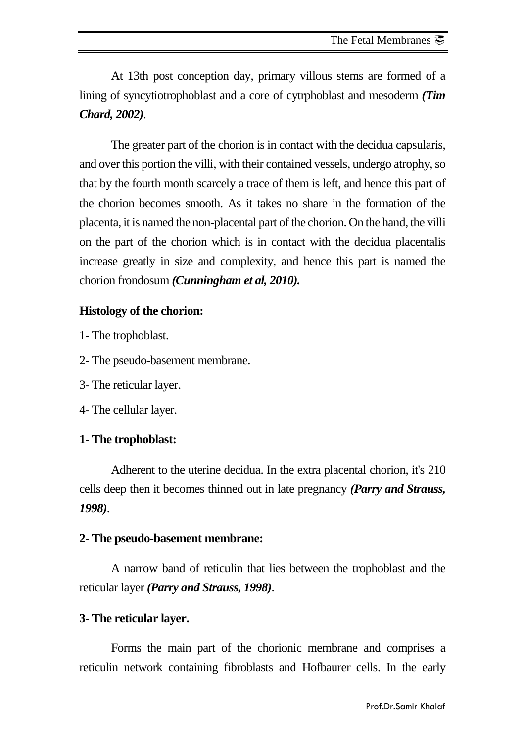At 13th post conception day, primary villous stems are formed of a lining of syncytiotrophoblast and a core of cytrphoblast and mesoderm ***(Tim Chard, 2002)***.

The greater part of the chorion is in contact with the decidua capsularis, and over this portion the villi, with their contained vessels, undergo atrophy, so that by the fourth month scarcely a trace of them is left, and hence this part of the chorion becomes smooth. As it takes no share in the formation of the placenta, it is named the non-placental part of the chorion. On the hand, the villi on the part of the chorion which is in contact with the decidua placentalis increase greatly in size and complexity, and hence this part is named the chorion frondosum ***(Cunningham et al, 2010).***

**Histology of the chorion:**

1- The trophoblast.

2- The pseudo-basement membrane.

3- The reticular layer.

4- The cellular layer.

**1- The trophoblast:**

Adherent to the uterine decidua. In the extra placental chorion, it's 210 cells deep then it becomes thinned out in late pregnancy ***(Parry and Strauss, 1998)***.

**2- The pseudo-basement membrane:**

A narrow band of reticulin that lies between the trophoblast and the reticular layer ***(Parry and Strauss, 1998)***.

**3- The reticular layer.**

Forms the main part of the chorionic membrane and comprises a reticulin network containing fibroblasts and Hofbaurer cells. In the early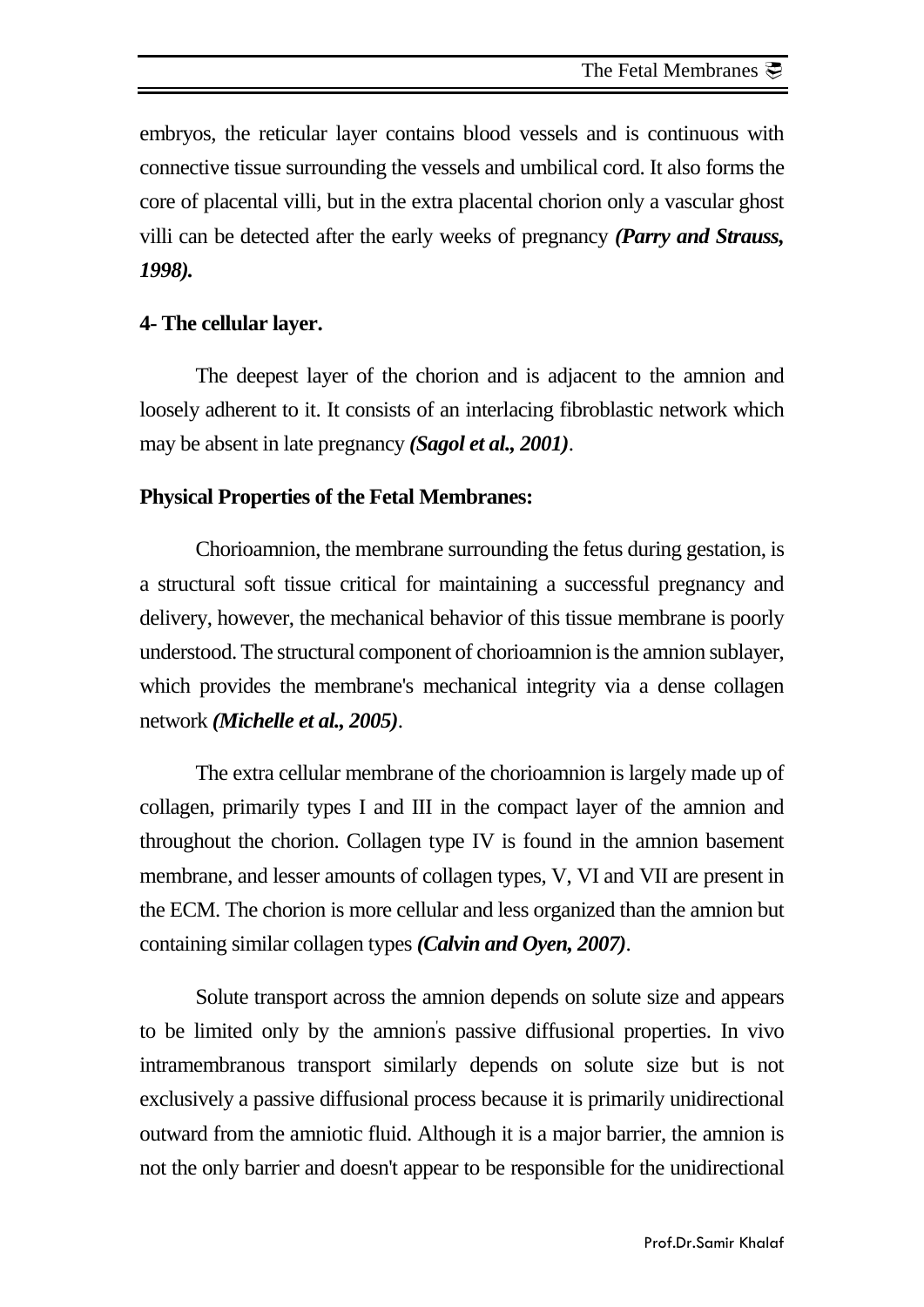embryos, the reticular layer contains blood vessels and is continuous with connective tissue surrounding the vessels and umbilical cord. It also forms the core of placental villi, but in the extra placental chorion only a vascular ghost villi can be detected after the early weeks of pregnancy ***(Parry and Strauss, 1998).***

**4- The cellular layer.**

The deepest layer of the chorion and is adjacent to the amnion and loosely adherent to it. It consists of an interlacing fibroblastic network which may be absent in late pregnancy ***(Sagol et al., 2001)***.

**Physical Properties of the Fetal Membranes:**

Chorioamnion, the membrane surrounding the fetus during gestation, is a structural soft tissue critical for maintaining a successful pregnancy and delivery, however, the mechanical behavior of this tissue membrane is poorly understood. The structural component of chorioamnion is the amnion sublayer, which provides the membrane's mechanical integrity via a dense collagen network ***(Michelle et al., 2005)***.

The extra cellular membrane of the chorioamnion is largely made up of collagen, primarily types I and III in the compact layer of the amnion and throughout the chorion. Collagen type IV is found in the amnion basement membrane, and lesser amounts of collagen types, V, VI and VII are present in the ECM. The chorion is more cellular and less organized than the amnion but containing similar collagen types ***(Calvin and Oyen, 2007)***.

Solute transport across the amnion depends on solute size and appears to be limited only by the amnion's passive diffusional properties. In vivo intramembranous transport similarly depends on solute size but is not exclusively a passive diffusional process because it is primarily unidirectional outward from the amniotic fluid. Although it is a major barrier, the amnion is not the only barrier and doesn't appear to be responsible for the unidirectional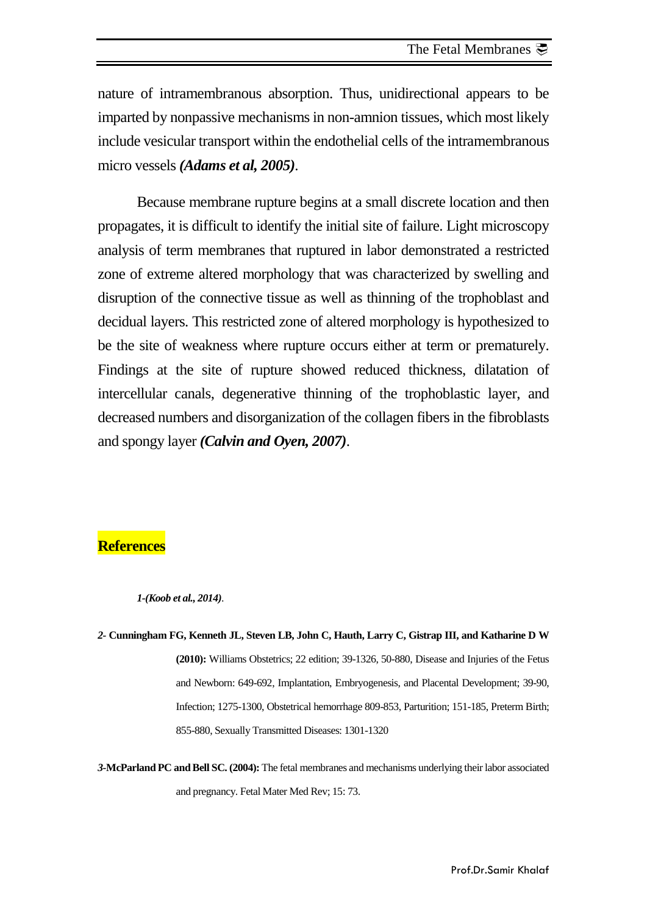nature of intramembranous absorption. Thus, unidirectional appears to be imparted by nonpassive mechanisms in non-amnion tissues, which most likely include vesicular transport within the endothelial cells of the intramembranous micro vessels ***(Adams et al, 2005)***.

Because membrane rupture begins at a small discrete location and then propagates, it is difficult to identify the initial site of failure. Light microscopy analysis of term membranes that ruptured in labor demonstrated a restricted zone of extreme altered morphology that was characterized by swelling and disruption of the connective tissue as well as thinning of the trophoblast and decidual layers. This restricted zone of altered morphology is hypothesized to be the site of weakness where rupture occurs either at term or prematurely. Findings at the site of rupture showed reduced thickness, dilatation of intercellular canals, degenerative thinning of the trophoblastic layer, and decreased numbers and disorganization of the collagen fibers in the fibroblasts and spongy layer ***(Calvin and Oyen, 2007)***.

## References

***1-(Koob et al., 2014)***.

***2-*** **Cunningham FG, Kenneth JL, Steven LB, John C, Hauth, Larry C, Gistrap III, and Katharine D W (2010):** Williams Obstetrics; 22 edition; 39-1326, 50-880, Disease and Injuries of the Fetus and Newborn: 649-692, Implantation, Embryogenesis, and Placental Development; 39-90, Infection; 1275-1300, Obstetrical hemorrhage 809-853, Parturition; 151-185, Preterm Birth; 855-880, Sexually Transmitted Diseases: 1301-1320

***3-*****McParland PC and Bell SC. (2004):** The fetal membranes and mechanisms underlying their labor associated and pregnancy. Fetal Mater Med Rev; 15: 73.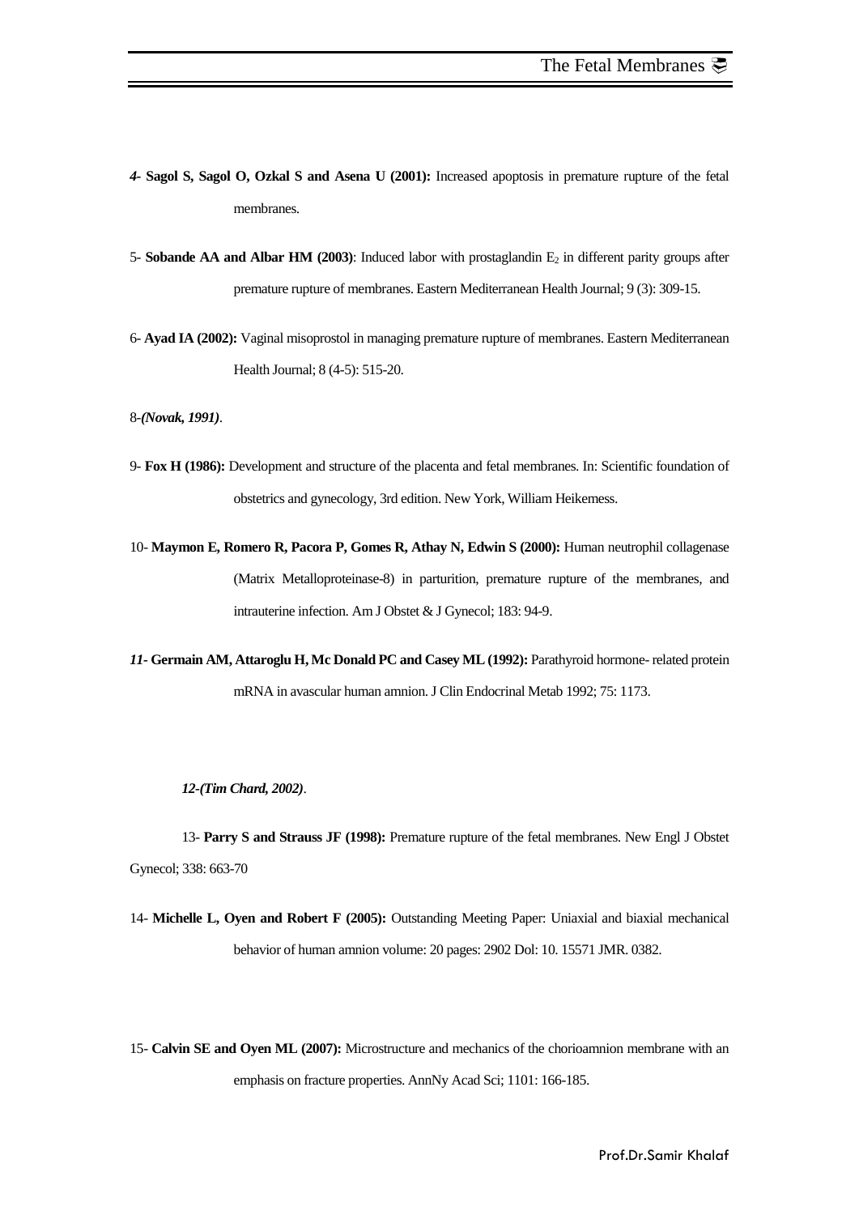*4-* **Sagol S, Sagol O, Ozkal S and Asena U (2001):** Increased apoptosis in premature rupture of the fetal membranes.

5- **Sobande AA and Albar HM (2003)**: Induced labor with prostaglandin $E_2$ in different parity groups after premature rupture of membranes. Eastern Mediterranean Health Journal; 9 (3): 309-15.

6- **Ayad IA (2002):** Vaginal misoprostol in managing premature rupture of membranes. Eastern Mediterranean Health Journal; 8 (4-5): 515-20.

8-***(Novak, 1991)***.

9- **Fox H (1986):** Development and structure of the placenta and fetal membranes. In: Scientific foundation of obstetrics and gynecology, 3rd edition. New York, William Heikemess.

10- **Maymon E, Romero R, Pacora P, Gomes R, Athay N, Edwin S (2000):** Human neutrophil collagenase (Matrix Metalloproteinase-8) in parturition, premature rupture of the membranes, and intrauterine infection. Am J Obstet & J Gynecol; 183: 94-9.

***11-* Germain AM, Attaroglu H, Mc Donald PC and Casey ML (1992):** Parathyroid hormone- related protein mRNA in avascular human amnion. J Clin Endocrinal Metab 1992; 75: 1173.

***12-(Tim Chard, 2002)***.

13- **Parry S and Strauss JF (1998):** Premature rupture of the fetal membranes. New Engl J Obstet Gynecol; 338: 663-70

14- **Michelle L, Oyen and Robert F (2005):** Outstanding Meeting Paper: Uniaxial and biaxial mechanical behavior of human amnion volume: 20 pages: 2902 Dol: 10. 15571 JMR. 0382.

15- **Calvin SE and Oyen ML (2007):** Microstructure and mechanics of the chorioamnion membrane with an emphasis on fracture properties. AnnNy Acad Sci; 1101: 166-185.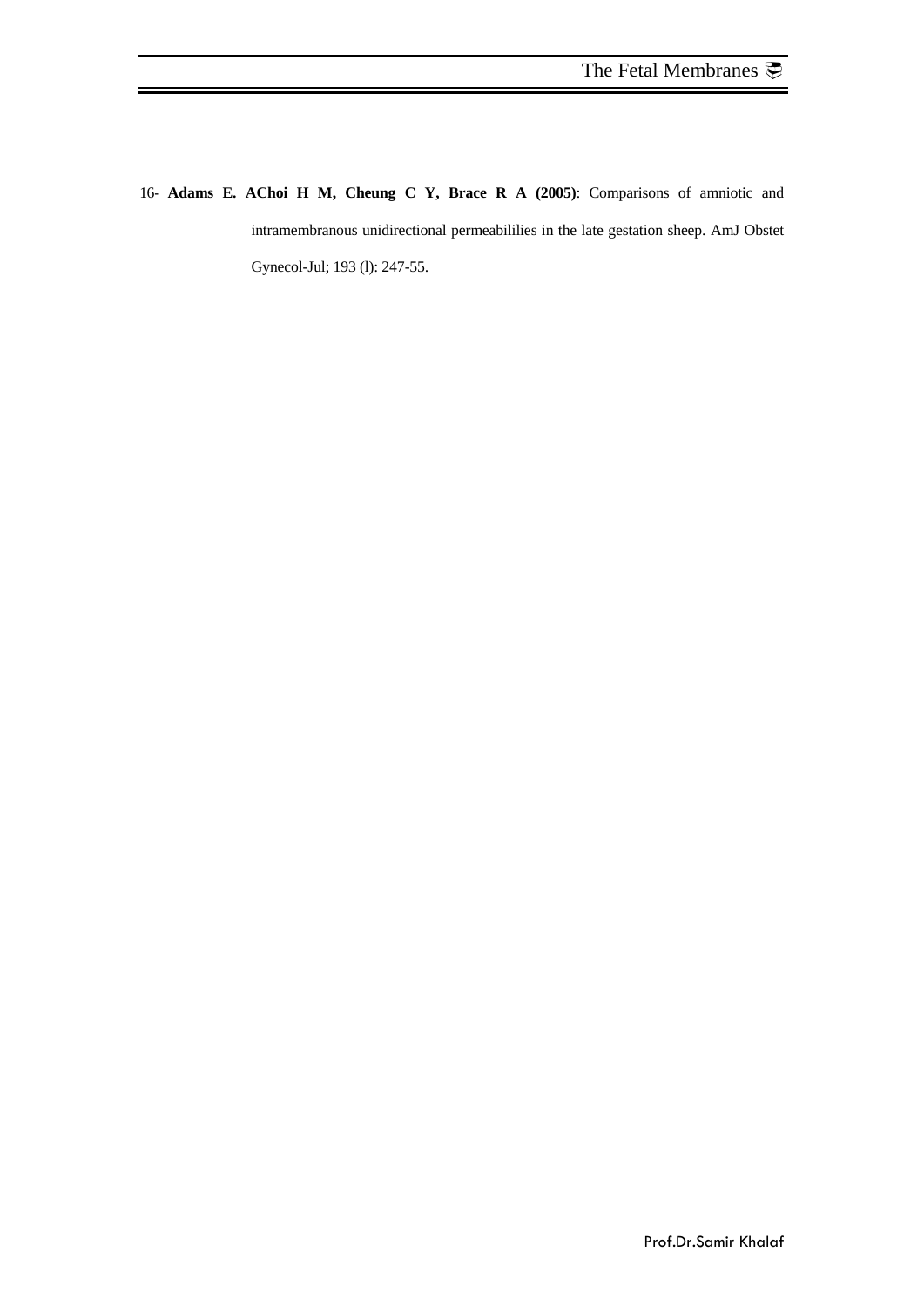16- **Adams E. AChoi H M, Cheung C Y, Brace R A (2005)**: Comparisons of amniotic and intramembranous unidirectional permeabililies in the late gestation sheep. AmJ Obstet Gynecol-Jul; 193 (l): 247-55.